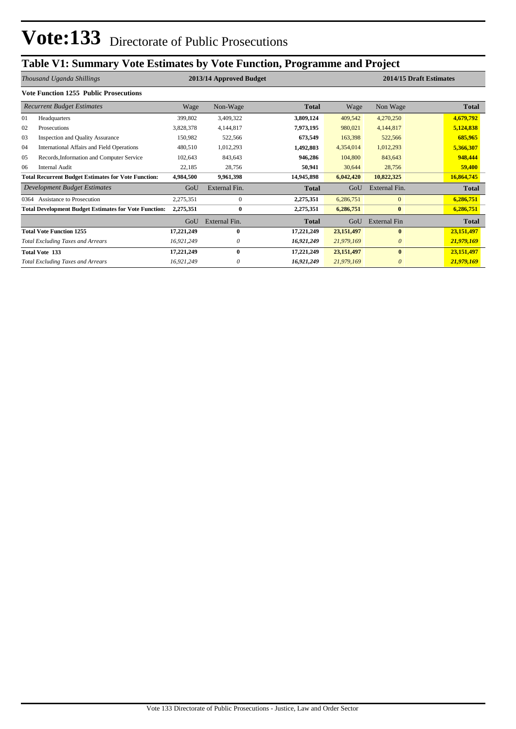# Vote:133 Directorate of Public Prosecutions

## Table V1: Summary Vote Estimates by Vote Function, Programme and Project

| *Thousand Uganda Shillings* | | 2013/14 Approved Budget | | | 2014/15 Draft Estimates | | |
|---|---|---|---|---|---|---|---|
| **Vote Function 1255 Public Prosecutions** | | | | | | | |
| *Recurrent Budget Estimates* | | Wage | Non-Wage | **Total** | Wage | Non Wage | **Total** |
| 01 | Headquarters | 399,802 | 3,409,322 | **3,809,124** | 409,542 | 4,270,250 | **4,679,792** |
| 02 | Prosecutions | 3,828,378 | 4,144,817 | **7,973,195** | 980,021 | 4,144,817 | **5,124,838** |
| 03 | Inspection and Quality Assurance | 150,982 | 522,566 | **673,549** | 163,398 | 522,566 | **685,965** |
| 04 | International Affairs and Field Operations | 480,510 | 1,012,293 | **1,492,803** | 4,354,014 | 1,012,293 | **5,366,307** |
| 05 | Records,Information and Computer Service | 102,643 | 843,643 | **946,286** | 104,800 | 843,643 | **948,444** |
| 06 | Internal Audit | 22,185 | 28,756 | **50,941** | 30,644 | 28,756 | **59,400** |
| **Total Recurrent Budget Estimates for Vote Function:** | | **4,984,500** | **9,961,398** | **14,945,898** | **6,042,420** | **10,822,325** | **16,864,745** |
| *Development Budget Estimates* | | GoU | External Fin. | **Total** | GoU | External Fin. | **Total** |
| 0364 | Assistance to Prosecution | 2,275,351 | 0 | **2,275,351** | 6,286,751 | 0 | **6,286,751** |
| **Total Development Budget Estimates for Vote Function:** | | **2,275,351** | **0** | **2,275,351** | **6,286,751** | **0** | **6,286,751** |
| | | GoU | External Fin. | **Total** | GoU | External Fin | **Total** |
| **Total Vote Function 1255** | | **17,221,249** | **0** | **17,221,249** | **23,151,497** | **0** | **23,151,497** |
| *Total Excluding Taxes and Arrears* | | *16,921,249* | *0* | ***16,921,249*** | *21,979,169* | *0* | ***21,979,169*** |
| **Total Vote 133** | | **17,221,249** | **0** | **17,221,249** | **23,151,497** | **0** | **23,151,497** |
| *Total Excluding Taxes and Arrears* | | *16,921,249* | *0* | ***16,921,249*** | *21,979,169* | *0* | ***21,979,169*** |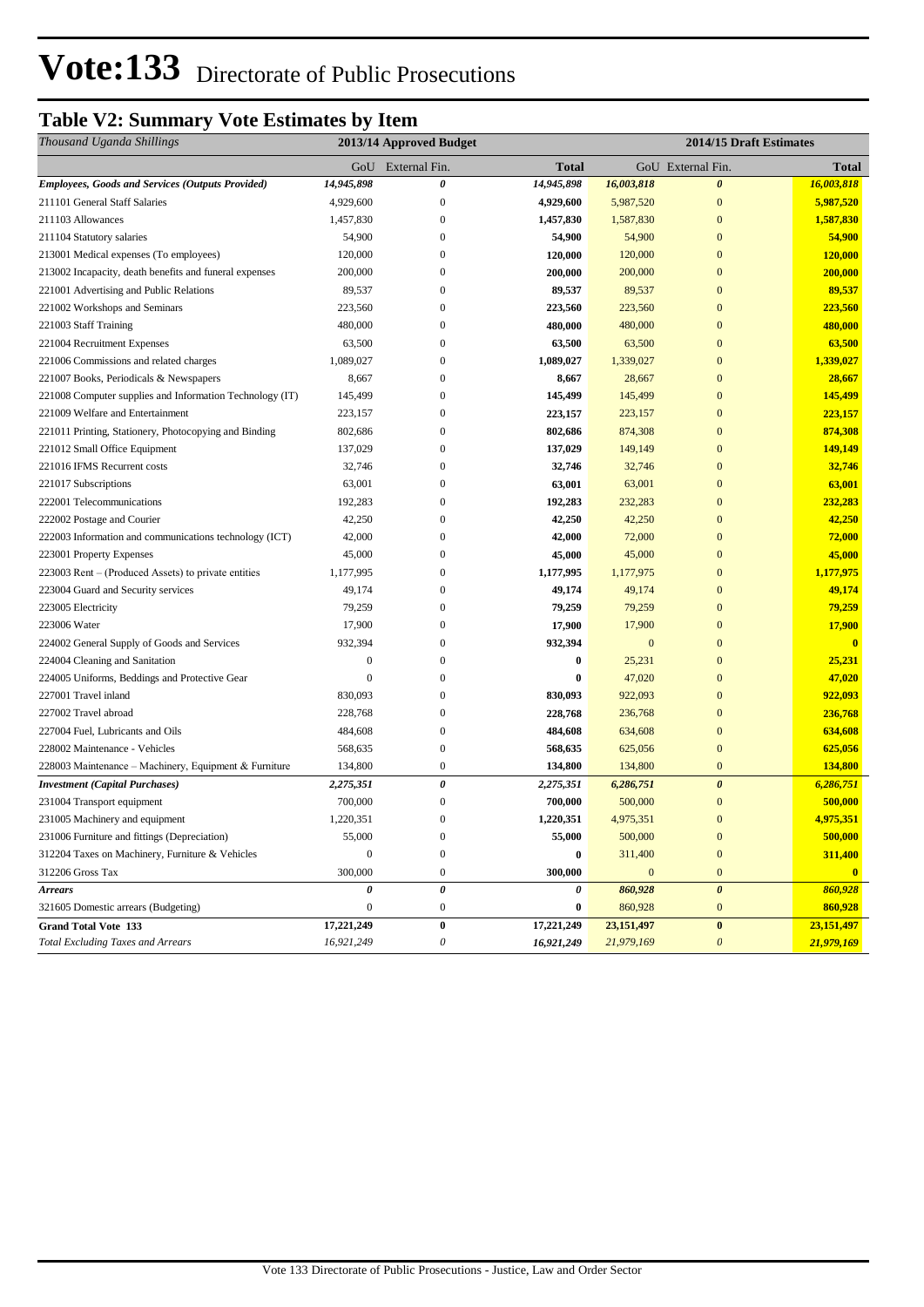# Vote:133 Directorate of Public Prosecutions

## Table V2: Summary Vote Estimates by Item

| *Thousand Uganda Shillings* | 2013/14 Approved Budget | | | 2014/15 Draft Estimates | | |
|---|---|---|---|---|---|---|
| | GoU | External Fin. | **Total** | GoU | External Fin. | **Total** |
| ***Employees, Goods and Services (Outputs Provided)*** | ***14,945,898*** | ***0*** | ***14,945,898*** | ***16,003,818*** | ***0*** | ***16,003,818*** |
| 211101 General Staff Salaries | 4,929,600 | 0 | **4,929,600** | 5,987,520 | 0 | **5,987,520** |
| 211103 Allowances | 1,457,830 | 0 | **1,457,830** | 1,587,830 | 0 | **1,587,830** |
| 211104 Statutory salaries | 54,900 | 0 | **54,900** | 54,900 | 0 | **54,900** |
| 213001 Medical expenses (To employees) | 120,000 | 0 | **120,000** | 120,000 | 0 | **120,000** |
| 213002 Incapacity, death benefits and funeral expenses | 200,000 | 0 | **200,000** | 200,000 | 0 | **200,000** |
| 221001 Advertising and Public Relations | 89,537 | 0 | **89,537** | 89,537 | 0 | **89,537** |
| 221002 Workshops and Seminars | 223,560 | 0 | **223,560** | 223,560 | 0 | **223,560** |
| 221003 Staff Training | 480,000 | 0 | **480,000** | 480,000 | 0 | **480,000** |
| 221004 Recruitment Expenses | 63,500 | 0 | **63,500** | 63,500 | 0 | **63,500** |
| 221006 Commissions and related charges | 1,089,027 | 0 | **1,089,027** | 1,339,027 | 0 | **1,339,027** |
| 221007 Books, Periodicals & Newspapers | 8,667 | 0 | **8,667** | 28,667 | 0 | **28,667** |
| 221008 Computer supplies and Information Technology (IT) | 145,499 | 0 | **145,499** | 145,499 | 0 | **145,499** |
| 221009 Welfare and Entertainment | 223,157 | 0 | **223,157** | 223,157 | 0 | **223,157** |
| 221011 Printing, Stationery, Photocopying and Binding | 802,686 | 0 | **802,686** | 874,308 | 0 | **874,308** |
| 221012 Small Office Equipment | 137,029 | 0 | **137,029** | 149,149 | 0 | **149,149** |
| 221016 IFMS Recurrent costs | 32,746 | 0 | **32,746** | 32,746 | 0 | **32,746** |
| 221017 Subscriptions | 63,001 | 0 | **63,001** | 63,001 | 0 | **63,001** |
| 222001 Telecommunications | 192,283 | 0 | **192,283** | 232,283 | 0 | **232,283** |
| 222002 Postage and Courier | 42,250 | 0 | **42,250** | 42,250 | 0 | **42,250** |
| 222003 Information and communications technology (ICT) | 42,000 | 0 | **42,000** | 72,000 | 0 | **72,000** |
| 223001 Property Expenses | 45,000 | 0 | **45,000** | 45,000 | 0 | **45,000** |
| 223003 Rent – (Produced Assets) to private entities | 1,177,995 | 0 | **1,177,995** | 1,177,975 | 0 | **1,177,975** |
| 223004 Guard and Security services | 49,174 | 0 | **49,174** | 49,174 | 0 | **49,174** |
| 223005 Electricity | 79,259 | 0 | **79,259** | 79,259 | 0 | **79,259** |
| 223006 Water | 17,900 | 0 | **17,900** | 17,900 | 0 | **17,900** |
| 224002 General Supply of Goods and Services | 932,394 | 0 | **932,394** | 0 | 0 | **0** |
| 224004 Cleaning and Sanitation | 0 | 0 | **0** | 25,231 | 0 | **25,231** |
| 224005 Uniforms, Beddings and Protective Gear | 0 | 0 | **0** | 47,020 | 0 | **47,020** |
| 227001 Travel inland | 830,093 | 0 | **830,093** | 922,093 | 0 | **922,093** |
| 227002 Travel abroad | 228,768 | 0 | **228,768** | 236,768 | 0 | **236,768** |
| 227004 Fuel, Lubricants and Oils | 484,608 | 0 | **484,608** | 634,608 | 0 | **634,608** |
| 228002 Maintenance - Vehicles | 568,635 | 0 | **568,635** | 625,056 | 0 | **625,056** |
| 228003 Maintenance – Machinery, Equipment & Furniture | 134,800 | 0 | **134,800** | 134,800 | 0 | **134,800** |
| ***Investment (Capital Purchases)*** | ***2,275,351*** | ***0*** | ***2,275,351*** | ***6,286,751*** | ***0*** | ***6,286,751*** |
| 231004 Transport equipment | 700,000 | 0 | **700,000** | 500,000 | 0 | **500,000** |
| 231005 Machinery and equipment | 1,220,351 | 0 | **1,220,351** | 4,975,351 | 0 | **4,975,351** |
| 231006 Furniture and fittings (Depreciation) | 55,000 | 0 | **55,000** | 500,000 | 0 | **500,000** |
| 312204 Taxes on Machinery, Furniture & Vehicles | 0 | 0 | **0** | 311,400 | 0 | **311,400** |
| 312206 Gross Tax | 300,000 | 0 | **300,000** | 0 | 0 | **0** |
| ***Arrears*** | ***0*** | ***0*** | ***0*** | ***860,928*** | ***0*** | ***860,928*** |
| 321605 Domestic arrears (Budgeting) | 0 | 0 | **0** | 860,928 | 0 | **860,928** |
| **Grand Total Vote 133** | **17,221,249** | **0** | **17,221,249** | **23,151,497** | **0** | **23,151,497** |
| *Total Excluding Taxes and Arrears* | *16,921,249* | *0* | ***16,921,249*** | *21,979,169* | *0* | ***21,979,169*** |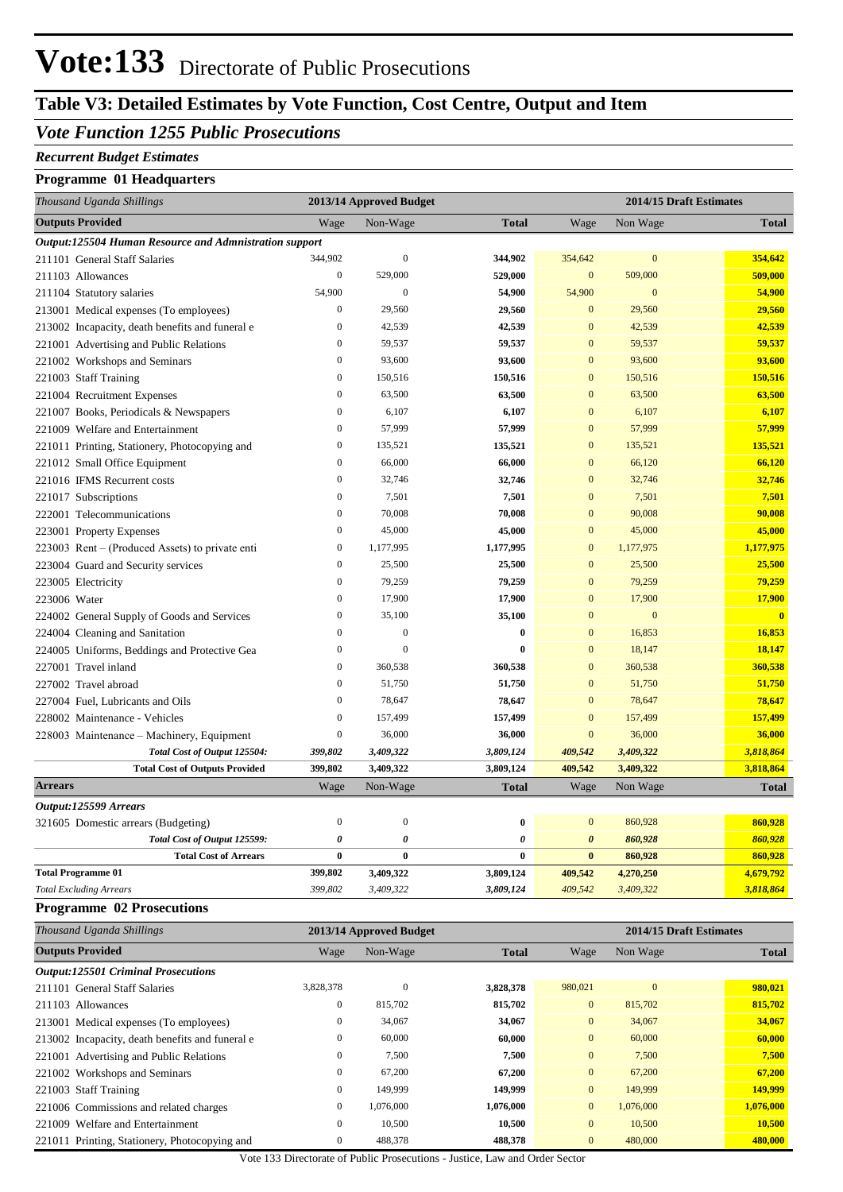# Vote:133 Directorate of Public Prosecutions

## Table V3: Detailed Estimates by Vote Function, Cost Centre, Output and Item

### *Vote Function 1255 Public Prosecutions*

***Recurrent Budget Estimates***

**Programme 01 Headquarters**

| *Thousand Uganda Shillings* | 2013/14 Approved Budget | | | 2014/15 Draft Estimates | | |
|---|---|---|---|---|---|---|
| **Outputs Provided** | Wage | Non-Wage | **Total** | Wage | Non Wage | **Total** |
| ***Output:125504 Human Resource and Admnistration support*** | | | | | | |
| 211101 General Staff Salaries | 344,902 | 0 | **344,902** | 354,642 | 0 | **354,642** |
| 211103 Allowances | 0 | 529,000 | **529,000** | 0 | 509,000 | **509,000** |
| 211104 Statutory salaries | 54,900 | 0 | **54,900** | 54,900 | 0 | **54,900** |
| 213001 Medical expenses (To employees) | 0 | 29,560 | **29,560** | 0 | 29,560 | **29,560** |
| 213002 Incapacity, death benefits and funeral e | 0 | 42,539 | **42,539** | 0 | 42,539 | **42,539** |
| 221001 Advertising and Public Relations | 0 | 59,537 | **59,537** | 0 | 59,537 | **59,537** |
| 221002 Workshops and Seminars | 0 | 93,600 | **93,600** | 0 | 93,600 | **93,600** |
| 221003 Staff Training | 0 | 150,516 | **150,516** | 0 | 150,516 | **150,516** |
| 221004 Recruitment Expenses | 0 | 63,500 | **63,500** | 0 | 63,500 | **63,500** |
| 221007 Books, Periodicals & Newspapers | 0 | 6,107 | **6,107** | 0 | 6,107 | **6,107** |
| 221009 Welfare and Entertainment | 0 | 57,999 | **57,999** | 0 | 57,999 | **57,999** |
| 221011 Printing, Stationery, Photocopying and | 0 | 135,521 | **135,521** | 0 | 135,521 | **135,521** |
| 221012 Small Office Equipment | 0 | 66,000 | **66,000** | 0 | 66,120 | **66,120** |
| 221016 IFMS Recurrent costs | 0 | 32,746 | **32,746** | 0 | 32,746 | **32,746** |
| 221017 Subscriptions | 0 | 7,501 | **7,501** | 0 | 7,501 | **7,501** |
| 222001 Telecommunications | 0 | 70,008 | **70,008** | 0 | 90,008 | **90,008** |
| 223001 Property Expenses | 0 | 45,000 | **45,000** | 0 | 45,000 | **45,000** |
| 223003 Rent – (Produced Assets) to private enti | 0 | 1,177,995 | **1,177,995** | 0 | 1,177,975 | **1,177,975** |
| 223004 Guard and Security services | 0 | 25,500 | **25,500** | 0 | 25,500 | **25,500** |
| 223005 Electricity | 0 | 79,259 | **79,259** | 0 | 79,259 | **79,259** |
| 223006 Water | 0 | 17,900 | **17,900** | 0 | 17,900 | **17,900** |
| 224002 General Supply of Goods and Services | 0 | 35,100 | **35,100** | 0 | 0 | **0** |
| 224004 Cleaning and Sanitation | 0 | 0 | **0** | 0 | 16,853 | **16,853** |
| 224005 Uniforms, Beddings and Protective Gea | 0 | 0 | **0** | 0 | 18,147 | **18,147** |
| 227001 Travel inland | 0 | 360,538 | **360,538** | 0 | 360,538 | **360,538** |
| 227002 Travel abroad | 0 | 51,750 | **51,750** | 0 | 51,750 | **51,750** |
| 227004 Fuel, Lubricants and Oils | 0 | 78,647 | **78,647** | 0 | 78,647 | **78,647** |
| 228002 Maintenance - Vehicles | 0 | 157,499 | **157,499** | 0 | 157,499 | **157,499** |
| 228003 Maintenance – Machinery, Equipment | 0 | 36,000 | **36,000** | 0 | 36,000 | **36,000** |
| ***Total Cost of Output 125504:*** | ***399,802*** | ***3,409,322*** | ***3,809,124*** | ***409,542*** | ***3,409,322*** | ***3,818,864*** |
| **Total Cost of Outputs Provided** | **399,802** | **3,409,322** | **3,809,124** | **409,542** | **3,409,322** | **3,818,864** |
| **Arrears** | Wage | Non-Wage | **Total** | Wage | Non Wage | **Total** |
| ***Output:125599 Arrears*** | | | | | | |
| 321605 Domestic arrears (Budgeting) | 0 | 0 | **0** | 0 | 860,928 | **860,928** |
| ***Total Cost of Output 125599:*** | ***0*** | ***0*** | ***0*** | ***0*** | ***860,928*** | ***860,928*** |
| **Total Cost of Arrears** | **0** | **0** | **0** | **0** | **860,928** | **860,928** |
| **Total Programme 01** | **399,802** | **3,409,322** | **3,809,124** | **409,542** | **4,270,250** | **4,679,792** |
| *Total Excluding Arrears* | *399,802* | *3,409,322* | *3,809,124* | *409,542* | *3,409,322* | *3,818,864* |

**Programme 02 Prosecutions**

| *Thousand Uganda Shillings* | 2013/14 Approved Budget | | | 2014/15 Draft Estimates | | |
|---|---|---|---|---|---|---|
| **Outputs Provided** | Wage | Non-Wage | **Total** | Wage | Non Wage | **Total** |
| ***Output:125501 Criminal Prosecutions*** | | | | | | |
| 211101 General Staff Salaries | 3,828,378 | 0 | **3,828,378** | 980,021 | 0 | **980,021** |
| 211103 Allowances | 0 | 815,702 | **815,702** | 0 | 815,702 | **815,702** |
| 213001 Medical expenses (To employees) | 0 | 34,067 | **34,067** | 0 | 34,067 | **34,067** |
| 213002 Incapacity, death benefits and funeral e | 0 | 60,000 | **60,000** | 0 | 60,000 | **60,000** |
| 221001 Advertising and Public Relations | 0 | 7,500 | **7,500** | 0 | 7,500 | **7,500** |
| 221002 Workshops and Seminars | 0 | 67,200 | **67,200** | 0 | 67,200 | **67,200** |
| 221003 Staff Training | 0 | 149,999 | **149,999** | 0 | 149,999 | **149,999** |
| 221006 Commissions and related charges | 0 | 1,076,000 | **1,076,000** | 0 | 1,076,000 | **1,076,000** |
| 221009 Welfare and Entertainment | 0 | 10,500 | **10,500** | 0 | 10,500 | **10,500** |
| 221011 Printing, Stationery, Photocopying and | 0 | 488,378 | **488,378** | 0 | 480,000 | **480,000** |

Vote 133 Directorate of Public Prosecutions - Justice, Law and Order Sector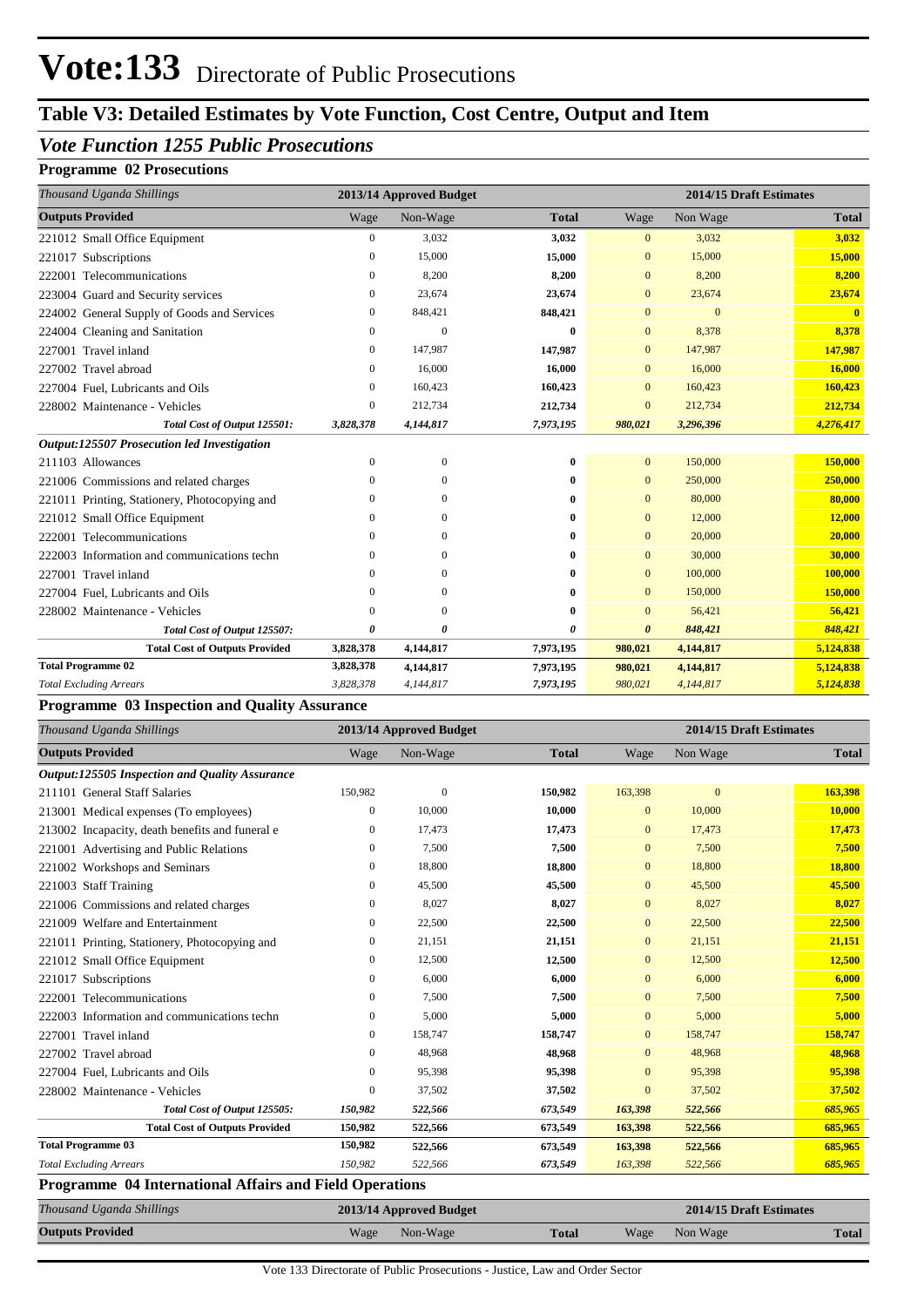# Vote:133 Directorate of Public Prosecutions

## Table V3: Detailed Estimates by Vote Function, Cost Centre, Output and Item

### *Vote Function 1255 Public Prosecutions*

#### Programme 02 Prosecutions

| *Thousand Uganda Shillings* | 2013/14 Approved Budget | | | 2014/15 Draft Estimates | | |
|---|---|---|---|---|---|---|
| **Outputs Provided** | Wage | Non-Wage | **Total** | Wage | Non Wage | **Total** |
| 221012 Small Office Equipment | 0 | 3,032 | **3,032** | 0 | 3,032 | **3,032** |
| 221017 Subscriptions | 0 | 15,000 | **15,000** | 0 | 15,000 | **15,000** |
| 222001 Telecommunications | 0 | 8,200 | **8,200** | 0 | 8,200 | **8,200** |
| 223004 Guard and Security services | 0 | 23,674 | **23,674** | 0 | 23,674 | **23,674** |
| 224002 General Supply of Goods and Services | 0 | 848,421 | **848,421** | 0 | 0 | **0** |
| 224004 Cleaning and Sanitation | 0 | 0 | **0** | 0 | 8,378 | **8,378** |
| 227001 Travel inland | 0 | 147,987 | **147,987** | 0 | 147,987 | **147,987** |
| 227002 Travel abroad | 0 | 16,000 | **16,000** | 0 | 16,000 | **16,000** |
| 227004 Fuel, Lubricants and Oils | 0 | 160,423 | **160,423** | 0 | 160,423 | **160,423** |
| 228002 Maintenance - Vehicles | 0 | 212,734 | **212,734** | 0 | 212,734 | **212,734** |
| ***Total Cost of Output 125501:*** | ***3,828,378*** | ***4,144,817*** | ***7,973,195*** | ***980,021*** | ***3,296,396*** | ***4,276,417*** |
| ***Output:125507 Prosecution led Investigation*** | | | | | | |
| 211103 Allowances | 0 | 0 | **0** | 0 | 150,000 | **150,000** |
| 221006 Commissions and related charges | 0 | 0 | **0** | 0 | 250,000 | **250,000** |
| 221011 Printing, Stationery, Photocopying and | 0 | 0 | **0** | 0 | 80,000 | **80,000** |
| 221012 Small Office Equipment | 0 | 0 | **0** | 0 | 12,000 | **12,000** |
| 222001 Telecommunications | 0 | 0 | **0** | 0 | 20,000 | **20,000** |
| 222003 Information and communications techn | 0 | 0 | **0** | 0 | 30,000 | **30,000** |
| 227001 Travel inland | 0 | 0 | **0** | 0 | 100,000 | **100,000** |
| 227004 Fuel, Lubricants and Oils | 0 | 0 | **0** | 0 | 150,000 | **150,000** |
| 228002 Maintenance - Vehicles | 0 | 0 | **0** | 0 | 56,421 | **56,421** |
| ***Total Cost of Output 125507:*** | ***0*** | ***0*** | ***0*** | ***0*** | ***848,421*** | ***848,421*** |
| **Total Cost of Outputs Provided** | **3,828,378** | **4,144,817** | **7,973,195** | **980,021** | **4,144,817** | **5,124,838** |
| **Total Programme 02** | **3,828,378** | **4,144,817** | **7,973,195** | **980,021** | **4,144,817** | **5,124,838** |
| *Total Excluding Arrears* | *3,828,378* | *4,144,817* | *7,973,195* | *980,021* | *4,144,817* | *5,124,838* |

#### Programme 03 Inspection and Quality Assurance

| *Thousand Uganda Shillings* | 2013/14 Approved Budget | | | 2014/15 Draft Estimates | | |
|---|---|---|---|---|---|---|
| **Outputs Provided** | Wage | Non-Wage | **Total** | Wage | Non Wage | **Total** |
| ***Output:125505 Inspection and Quality Assurance*** | | | | | | |
| 211101 General Staff Salaries | 150,982 | 0 | **150,982** | 163,398 | 0 | **163,398** |
| 213001 Medical expenses (To employees) | 0 | 10,000 | **10,000** | 0 | 10,000 | **10,000** |
| 213002 Incapacity, death benefits and funeral e | 0 | 17,473 | **17,473** | 0 | 17,473 | **17,473** |
| 221001 Advertising and Public Relations | 0 | 7,500 | **7,500** | 0 | 7,500 | **7,500** |
| 221002 Workshops and Seminars | 0 | 18,800 | **18,800** | 0 | 18,800 | **18,800** |
| 221003 Staff Training | 0 | 45,500 | **45,500** | 0 | 45,500 | **45,500** |
| 221006 Commissions and related charges | 0 | 8,027 | **8,027** | 0 | 8,027 | **8,027** |
| 221009 Welfare and Entertainment | 0 | 22,500 | **22,500** | 0 | 22,500 | **22,500** |
| 221011 Printing, Stationery, Photocopying and | 0 | 21,151 | **21,151** | 0 | 21,151 | **21,151** |
| 221012 Small Office Equipment | 0 | 12,500 | **12,500** | 0 | 12,500 | **12,500** |
| 221017 Subscriptions | 0 | 6,000 | **6,000** | 0 | 6,000 | **6,000** |
| 222001 Telecommunications | 0 | 7,500 | **7,500** | 0 | 7,500 | **7,500** |
| 222003 Information and communications techn | 0 | 5,000 | **5,000** | 0 | 5,000 | **5,000** |
| 227001 Travel inland | 0 | 158,747 | **158,747** | 0 | 158,747 | **158,747** |
| 227002 Travel abroad | 0 | 48,968 | **48,968** | 0 | 48,968 | **48,968** |
| 227004 Fuel, Lubricants and Oils | 0 | 95,398 | **95,398** | 0 | 95,398 | **95,398** |
| 228002 Maintenance - Vehicles | 0 | 37,502 | **37,502** | 0 | 37,502 | **37,502** |
| ***Total Cost of Output 125505:*** | ***150,982*** | ***522,566*** | ***673,549*** | ***163,398*** | ***522,566*** | ***685,965*** |
| **Total Cost of Outputs Provided** | **150,982** | **522,566** | **673,549** | **163,398** | **522,566** | **685,965** |
| **Total Programme 03** | **150,982** | **522,566** | **673,549** | **163,398** | **522,566** | **685,965** |
| *Total Excluding Arrears* | *150,982* | *522,566* | *673,549* | *163,398* | *522,566* | *685,965* |

#### Programme 04 International Affairs and Field Operations

| *Thousand Uganda Shillings* | 2013/14 Approved Budget | | | 2014/15 Draft Estimates | | |
|---|---|---|---|---|---|---|
| **Outputs Provided** | Wage | Non-Wage | **Total** | Wage | Non Wage | **Total** |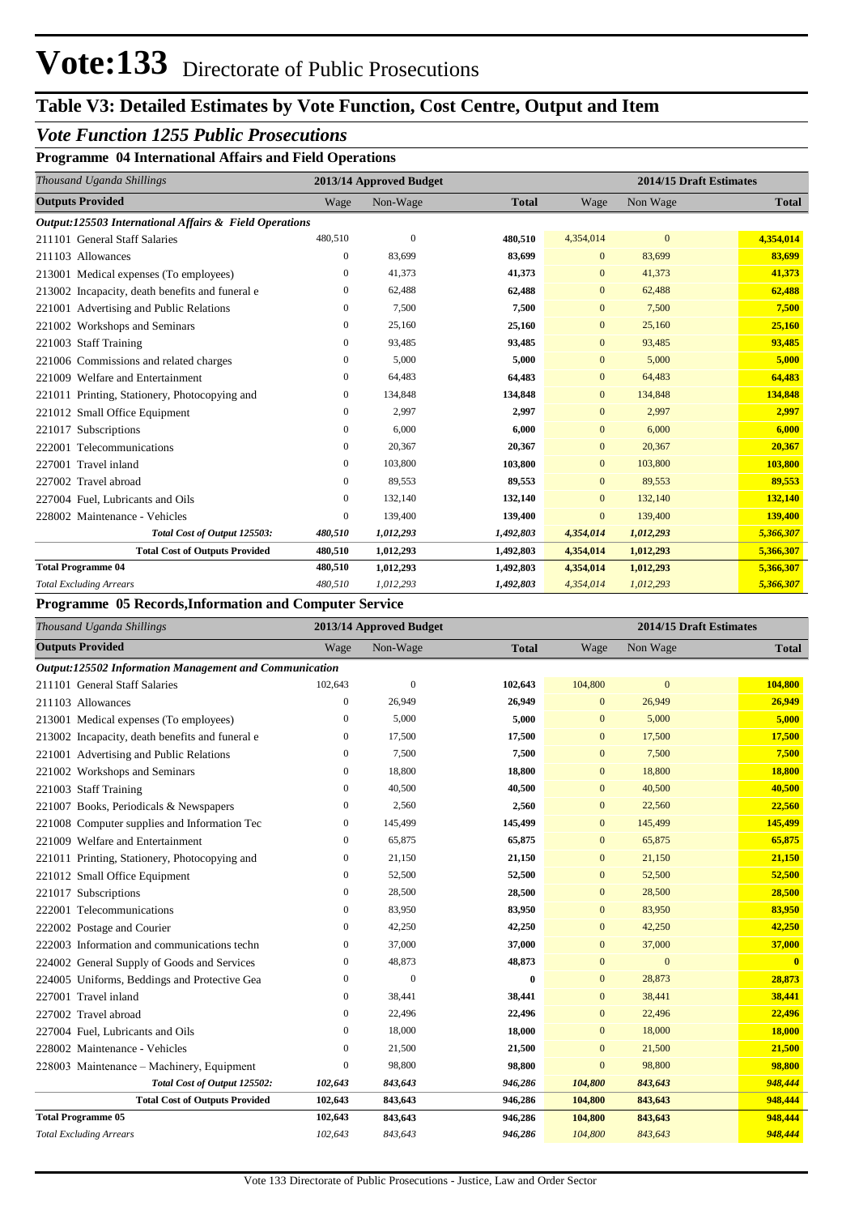# Vote:133 Directorate of Public Prosecutions

## Table V3: Detailed Estimates by Vote Function, Cost Centre, Output and Item

### *Vote Function 1255 Public Prosecutions*

**Programme 04 International Affairs and Field Operations**

| *Thousand Uganda Shillings* | 2013/14 Approved Budget | | | 2014/15 Draft Estimates | | |
|---|---|---|---|---|---|---|
| **Outputs Provided** | Wage | Non-Wage | **Total** | Wage | Non Wage | **Total** |
| ***Output:125503 International Affairs & Field Operations*** | | | | | | |
| 211101 General Staff Salaries | 480,510 | 0 | **480,510** | 4,354,014 | 0 | **4,354,014** |
| 211103 Allowances | 0 | 83,699 | **83,699** | 0 | 83,699 | **83,699** |
| 213001 Medical expenses (To employees) | 0 | 41,373 | **41,373** | 0 | 41,373 | **41,373** |
| 213002 Incapacity, death benefits and funeral e | 0 | 62,488 | **62,488** | 0 | 62,488 | **62,488** |
| 221001 Advertising and Public Relations | 0 | 7,500 | **7,500** | 0 | 7,500 | **7,500** |
| 221002 Workshops and Seminars | 0 | 25,160 | **25,160** | 0 | 25,160 | **25,160** |
| 221003 Staff Training | 0 | 93,485 | **93,485** | 0 | 93,485 | **93,485** |
| 221006 Commissions and related charges | 0 | 5,000 | **5,000** | 0 | 5,000 | **5,000** |
| 221009 Welfare and Entertainment | 0 | 64,483 | **64,483** | 0 | 64,483 | **64,483** |
| 221011 Printing, Stationery, Photocopying and | 0 | 134,848 | **134,848** | 0 | 134,848 | **134,848** |
| 221012 Small Office Equipment | 0 | 2,997 | **2,997** | 0 | 2,997 | **2,997** |
| 221017 Subscriptions | 0 | 6,000 | **6,000** | 0 | 6,000 | **6,000** |
| 222001 Telecommunications | 0 | 20,367 | **20,367** | 0 | 20,367 | **20,367** |
| 227001 Travel inland | 0 | 103,800 | **103,800** | 0 | 103,800 | **103,800** |
| 227002 Travel abroad | 0 | 89,553 | **89,553** | 0 | 89,553 | **89,553** |
| 227004 Fuel, Lubricants and Oils | 0 | 132,140 | **132,140** | 0 | 132,140 | **132,140** |
| 228002 Maintenance - Vehicles | 0 | 139,400 | **139,400** | 0 | 139,400 | **139,400** |
| ***Total Cost of Output 125503:*** | ***480,510*** | ***1,012,293*** | ***1,492,803*** | ***4,354,014*** | ***1,012,293*** | ***5,366,307*** |
| **Total Cost of Outputs Provided** | **480,510** | **1,012,293** | **1,492,803** | **4,354,014** | **1,012,293** | **5,366,307** |
| **Total Programme 04** | **480,510** | **1,012,293** | **1,492,803** | **4,354,014** | **1,012,293** | **5,366,307** |
| *Total Excluding Arrears* | *480,510* | *1,012,293* | *1,492,803* | *4,354,014* | *1,012,293* | *5,366,307* |

**Programme 05 Records,Information and Computer Service**

| *Thousand Uganda Shillings* | 2013/14 Approved Budget | | | 2014/15 Draft Estimates | | |
|---|---|---|---|---|---|---|
| **Outputs Provided** | Wage | Non-Wage | **Total** | Wage | Non Wage | **Total** |
| ***Output:125502 Information Management and Communication*** | | | | | | |
| 211101 General Staff Salaries | 102,643 | 0 | **102,643** | 104,800 | 0 | **104,800** |
| 211103 Allowances | 0 | 26,949 | **26,949** | 0 | 26,949 | **26,949** |
| 213001 Medical expenses (To employees) | 0 | 5,000 | **5,000** | 0 | 5,000 | **5,000** |
| 213002 Incapacity, death benefits and funeral e | 0 | 17,500 | **17,500** | 0 | 17,500 | **17,500** |
| 221001 Advertising and Public Relations | 0 | 7,500 | **7,500** | 0 | 7,500 | **7,500** |
| 221002 Workshops and Seminars | 0 | 18,800 | **18,800** | 0 | 18,800 | **18,800** |
| 221003 Staff Training | 0 | 40,500 | **40,500** | 0 | 40,500 | **40,500** |
| 221007 Books, Periodicals & Newspapers | 0 | 2,560 | **2,560** | 0 | 22,560 | **22,560** |
| 221008 Computer supplies and Information Tec | 0 | 145,499 | **145,499** | 0 | 145,499 | **145,499** |
| 221009 Welfare and Entertainment | 0 | 65,875 | **65,875** | 0 | 65,875 | **65,875** |
| 221011 Printing, Stationery, Photocopying and | 0 | 21,150 | **21,150** | 0 | 21,150 | **21,150** |
| 221012 Small Office Equipment | 0 | 52,500 | **52,500** | 0 | 52,500 | **52,500** |
| 221017 Subscriptions | 0 | 28,500 | **28,500** | 0 | 28,500 | **28,500** |
| 222001 Telecommunications | 0 | 83,950 | **83,950** | 0 | 83,950 | **83,950** |
| 222002 Postage and Courier | 0 | 42,250 | **42,250** | 0 | 42,250 | **42,250** |
| 222003 Information and communications techn | 0 | 37,000 | **37,000** | 0 | 37,000 | **37,000** |
| 224002 General Supply of Goods and Services | 0 | 48,873 | **48,873** | 0 | 0 | **0** |
| 224005 Uniforms, Beddings and Protective Gea | 0 | 0 | **0** | 0 | 28,873 | **28,873** |
| 227001 Travel inland | 0 | 38,441 | **38,441** | 0 | 38,441 | **38,441** |
| 227002 Travel abroad | 0 | 22,496 | **22,496** | 0 | 22,496 | **22,496** |
| 227004 Fuel, Lubricants and Oils | 0 | 18,000 | **18,000** | 0 | 18,000 | **18,000** |
| 228002 Maintenance - Vehicles | 0 | 21,500 | **21,500** | 0 | 21,500 | **21,500** |
| 228003 Maintenance – Machinery, Equipment | 0 | 98,800 | **98,800** | 0 | 98,800 | **98,800** |
| ***Total Cost of Output 125502:*** | ***102,643*** | ***843,643*** | ***946,286*** | ***104,800*** | ***843,643*** | ***948,444*** |
| **Total Cost of Outputs Provided** | **102,643** | **843,643** | **946,286** | **104,800** | **843,643** | **948,444** |
| **Total Programme 05** | **102,643** | **843,643** | **946,286** | **104,800** | **843,643** | **948,444** |
| *Total Excluding Arrears* | *102,643* | *843,643* | *946,286* | *104,800* | *843,643* | *948,444* |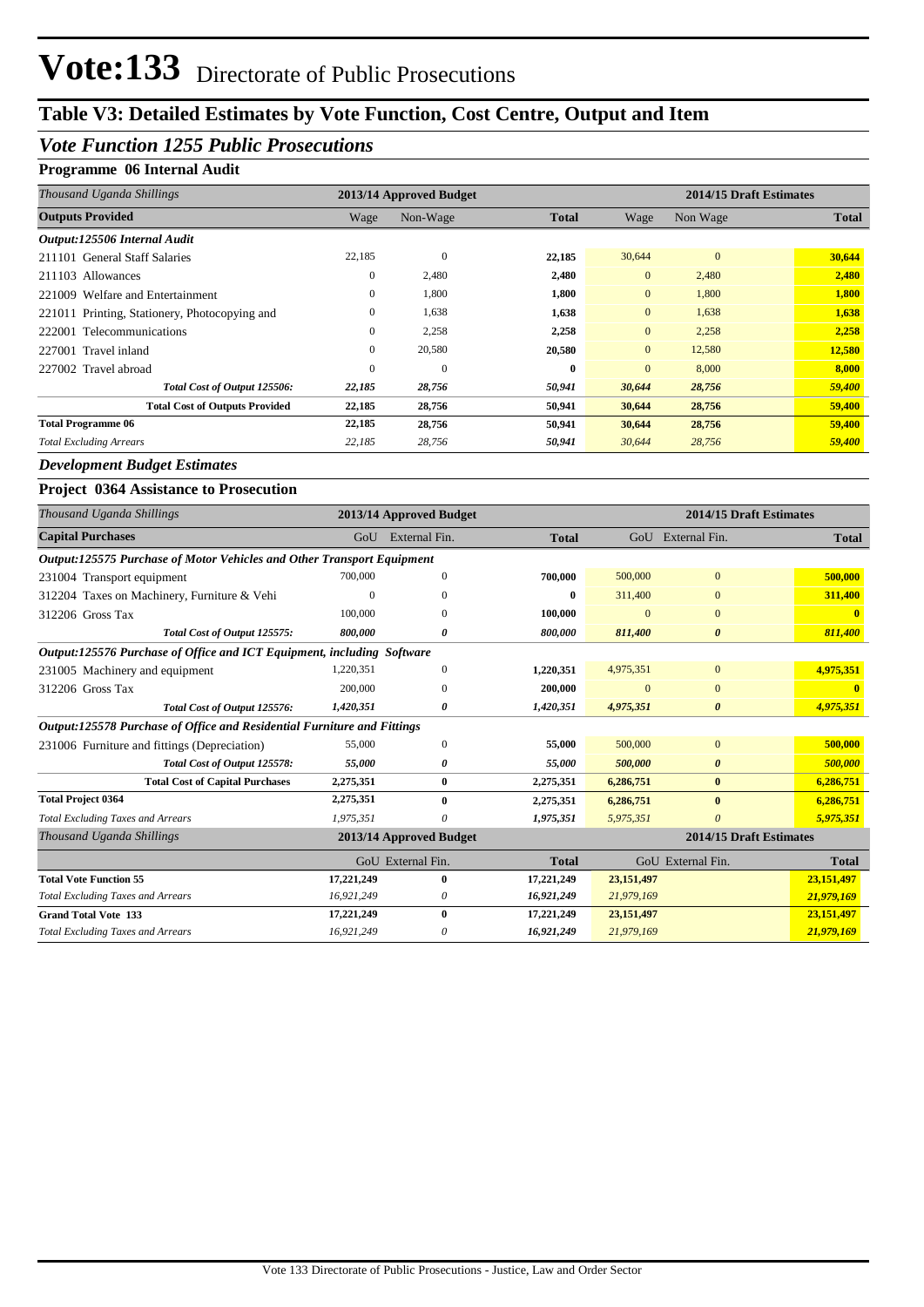# Vote:133 Directorate of Public Prosecutions

## Table V3: Detailed Estimates by Vote Function, Cost Centre, Output and Item

### *Vote Function 1255 Public Prosecutions*

#### Programme 06 Internal Audit

| *Thousand Uganda Shillings* | 2013/14 Approved Budget | | | 2014/15 Draft Estimates | | |
|---|---|---|---|---|---|---|
| **Outputs Provided** | Wage | Non-Wage | **Total** | Wage | Non Wage | **Total** |
| ***Output:125506 Internal Audit*** | | | | | | |
| 211101 General Staff Salaries | 22,185 | 0 | **22,185** | 30,644 | 0 | **30,644** |
| 211103 Allowances | 0 | 2,480 | **2,480** | 0 | 2,480 | **2,480** |
| 221009 Welfare and Entertainment | 0 | 1,800 | **1,800** | 0 | 1,800 | **1,800** |
| 221011 Printing, Stationery, Photocopying and | 0 | 1,638 | **1,638** | 0 | 1,638 | **1,638** |
| 222001 Telecommunications | 0 | 2,258 | **2,258** | 0 | 2,258 | **2,258** |
| 227001 Travel inland | 0 | 20,580 | **20,580** | 0 | 12,580 | **12,580** |
| 227002 Travel abroad | 0 | 0 | **0** | 0 | 8,000 | **8,000** |
| ***Total Cost of Output 125506:*** | ***22,185*** | ***28,756*** | ***50,941*** | ***30,644*** | ***28,756*** | ***59,400*** |
| **Total Cost of Outputs Provided** | **22,185** | **28,756** | **50,941** | **30,644** | **28,756** | **59,400** |
| **Total Programme 06** | **22,185** | **28,756** | **50,941** | **30,644** | **28,756** | **59,400** |
| *Total Excluding Arrears* | *22,185* | *28,756* | *50,941* | *30,644* | *28,756* | *59,400* |

#### *Development Budget Estimates*

#### Project 0364 Assistance to Prosecution

| *Thousand Uganda Shillings* | 2013/14 Approved Budget | | | 2014/15 Draft Estimates | | |
|---|---|---|---|---|---|---|
| **Capital Purchases** | GoU | External Fin. | **Total** | GoU | External Fin. | **Total** |
| ***Output:125575 Purchase of Motor Vehicles and Other Transport Equipment*** | | | | | | |
| 231004 Transport equipment | 700,000 | 0 | **700,000** | 500,000 | 0 | **500,000** |
| 312204 Taxes on Machinery, Furniture & Vehi | 0 | 0 | **0** | 311,400 | 0 | **311,400** |
| 312206 Gross Tax | 100,000 | 0 | **100,000** | 0 | 0 | **0** |
| ***Total Cost of Output 125575:*** | ***800,000*** | ***0*** | ***800,000*** | ***811,400*** | ***0*** | ***811,400*** |
| ***Output:125576 Purchase of Office and ICT Equipment, including Software*** | | | | | | |
| 231005 Machinery and equipment | 1,220,351 | 0 | **1,220,351** | 4,975,351 | 0 | **4,975,351** |
| 312206 Gross Tax | 200,000 | 0 | **200,000** | 0 | 0 | **0** |
| ***Total Cost of Output 125576:*** | ***1,420,351*** | ***0*** | ***1,420,351*** | ***4,975,351*** | ***0*** | ***4,975,351*** |
| ***Output:125578 Purchase of Office and Residential Furniture and Fittings*** | | | | | | |
| 231006 Furniture and fittings (Depreciation) | 55,000 | 0 | **55,000** | 500,000 | 0 | **500,000** |
| ***Total Cost of Output 125578:*** | ***55,000*** | ***0*** | ***55,000*** | ***500,000*** | ***0*** | ***500,000*** |
| **Total Cost of Capital Purchases** | **2,275,351** | **0** | **2,275,351** | **6,286,751** | **0** | **6,286,751** |
| **Total Project 0364** | **2,275,351** | **0** | **2,275,351** | **6,286,751** | **0** | **6,286,751** |
| *Total Excluding Taxes and Arrears* | *1,975,351* | *0* | *1,975,351* | *5,975,351* | *0* | *5,975,351* |

| *Thousand Uganda Shillings* | 2013/14 Approved Budget | | | 2014/15 Draft Estimates | | |
|---|---|---|---|---|---|---|
| | GoU | External Fin. | **Total** | GoU | External Fin. | **Total** |
| **Total Vote Function 55** | **17,221,249** | **0** | **17,221,249** | **23,151,497** | | **23,151,497** |
| *Total Excluding Taxes and Arrears* | *16,921,249* | *0* | *16,921,249* | *21,979,169* | | *21,979,169* |
| **Grand Total Vote 133** | **17,221,249** | **0** | **17,221,249** | **23,151,497** | | **23,151,497** |
| *Total Excluding Taxes and Arrears* | *16,921,249* | *0* | *16,921,249* | *21,979,169* | | *21,979,169* |